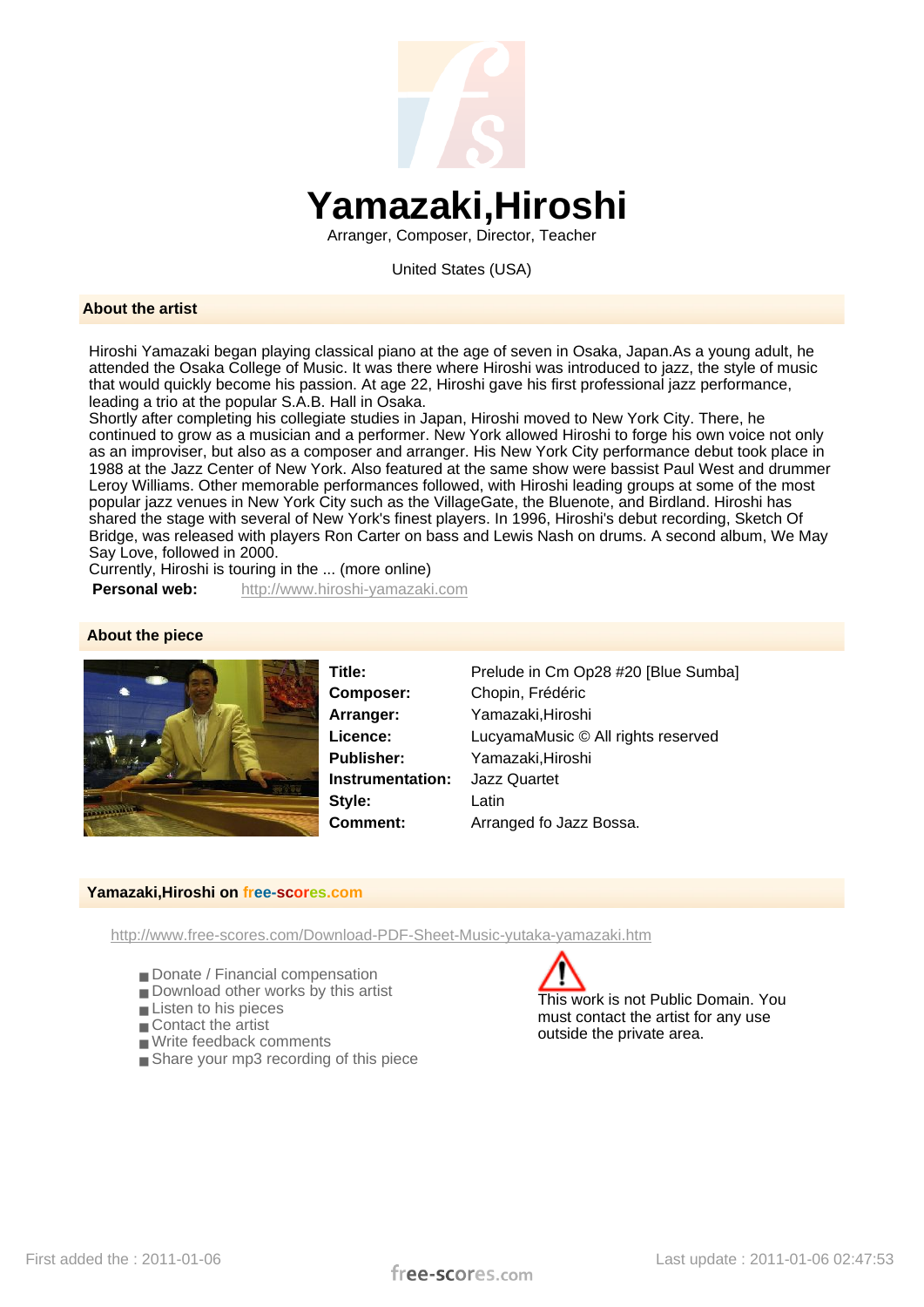# Yamazaki,Hiroshi

Arranger, Composer, Director, Teacher

United States (USA)

## About the artist

Hiroshi Yamazaki began playing classical piano at the age of seven in Osaka, Japan.As a young adult, he attended the Osaka College of Music. It was there where Hiroshi was introduced to jazz, the style of music that would quickly become his passion. At age 22, Hiroshi gave his first professional jazz performance, leading a trio at the popular S.A.B. Hall in Osaka.
Shortly after completing his collegiate studies in Japan, Hiroshi moved to New York City. There, he continued to grow as a musician and a performer. New York allowed Hiroshi to forge his own voice not only as an improviser, but also as a composer and arranger. His New York City performance debut took place in 1988 at the Jazz Center of New York. Also featured at the same show were bassist Paul West and drummer Leroy Williams. Other memorable performances followed, with Hiroshi leading groups at some of the most popular jazz venues in New York City such as the VillageGate, the Bluenote, and Birdland. Hiroshi has shared the stage with several of New York's finest players. In 1996, Hiroshi's debut recording, Sketch Of Bridge, was released with players Ron Carter on bass and Lewis Nash on drums. A second album, We May Say Love, followed in 2000.
Currently, Hiroshi is touring in the ... (more online)

**Personal web:** http://www.hiroshi-yamazaki.com

## About the piece

| | |
|---|---|
| **Title:** | Prelude in Cm Op28 #20 [Blue Sumba] |
| **Composer:** | Chopin, Frédéric |
| **Arranger:** | Yamazaki,Hiroshi |
| **Licence:** | LucyamaMusic © All rights reserved |
| **Publisher:** | Yamazaki,Hiroshi |
| **Instrumentation:** | Jazz Quartet |
| **Style:** | Latin |
| **Comment:** | Arranged fo Jazz Bossa. |

## Yamazaki,Hiroshi on free-scores.com

http://www.free-scores.com/Download-PDF-Sheet-Music-yutaka-yamazaki.htm

- Donate / Financial compensation
- Download other works by this artist
- Listen to his pieces
- Contact the artist
- Write feedback comments
- Share your mp3 recording of this piece

This work is not Public Domain. You must contact the artist for any use outside the private area.

First added the : 2011-01-06

Last update : 2011-01-06 02:47:53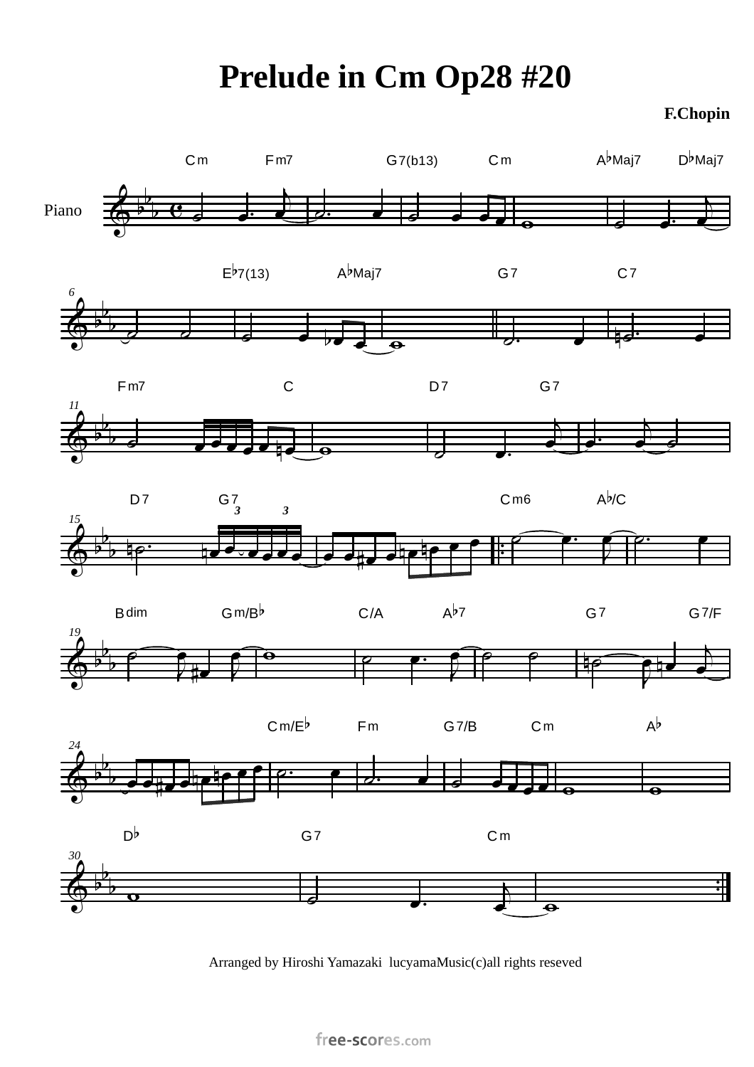# Prelude in Cm Op28 #20

**F.Chopin**

Arranged by Hiroshi Yamazaki lucyamaMusic(c)all rights reseved